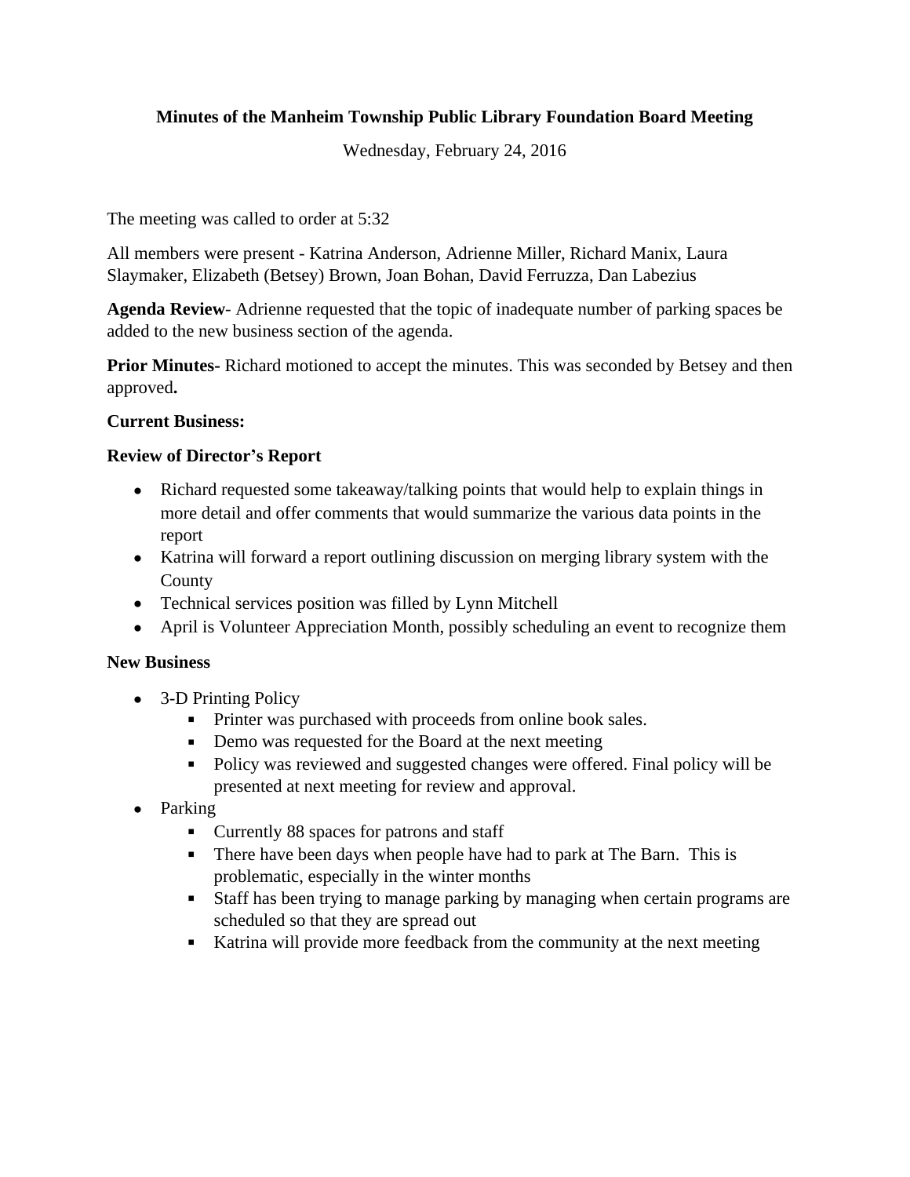# Minutes of the Manheim Township Public Library Foundation Board Meeting

Wednesday, February 24, 2016

The meeting was called to order at 5:32

All members were present - Katrina Anderson, Adrienne Miller, Richard Manix, Laura Slaymaker, Elizabeth (Betsey) Brown, Joan Bohan, David Ferruzza, Dan Labezius

**Agenda Review**- Adrienne requested that the topic of inadequate number of parking spaces be added to the new business section of the agenda.

**Prior Minutes**- Richard motioned to accept the minutes. This was seconded by Betsey and then approved**.**

**Current Business:**

**Review of Director's Report**

- Richard requested some takeaway/talking points that would help to explain things in more detail and offer comments that would summarize the various data points in the report
- Katrina will forward a report outlining discussion on merging library system with the County
- Technical services position was filled by Lynn Mitchell
- April is Volunteer Appreciation Month, possibly scheduling an event to recognize them

**New Business**

- 3-D Printing Policy
  - Printer was purchased with proceeds from online book sales.
  - Demo was requested for the Board at the next meeting
  - Policy was reviewed and suggested changes were offered. Final policy will be presented at next meeting for review and approval.
- Parking
  - Currently 88 spaces for patrons and staff
  - There have been days when people have had to park at The Barn. This is problematic, especially in the winter months
  - Staff has been trying to manage parking by managing when certain programs are scheduled so that they are spread out
  - Katrina will provide more feedback from the community at the next meeting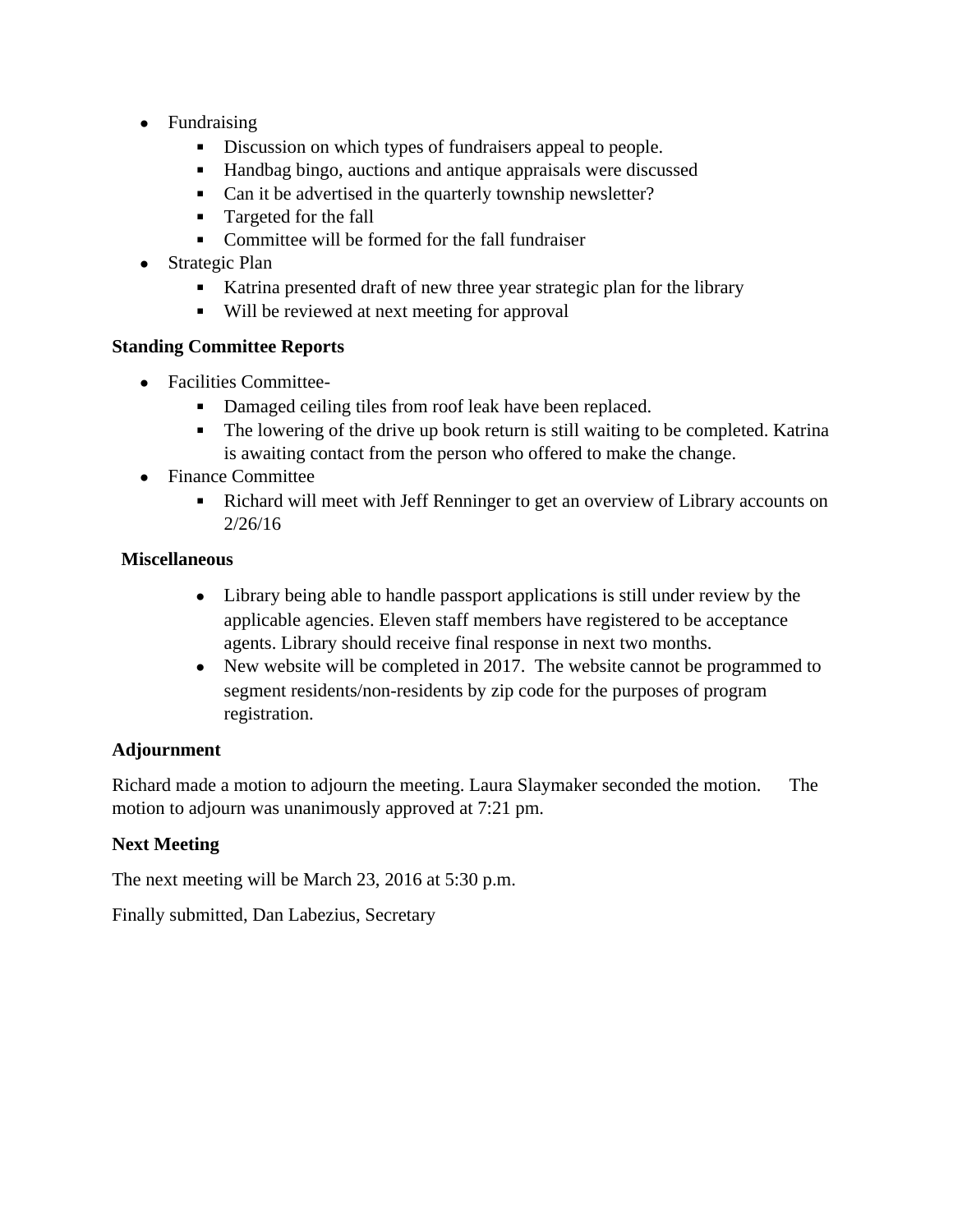- Fundraising
  - Discussion on which types of fundraisers appeal to people.
  - Handbag bingo, auctions and antique appraisals were discussed
  - Can it be advertised in the quarterly township newsletter?
  - Targeted for the fall
  - Committee will be formed for the fall fundraiser
- Strategic Plan
  - Katrina presented draft of new three year strategic plan for the library
  - Will be reviewed at next meeting for approval

**Standing Committee Reports**

- Facilities Committee-
  - Damaged ceiling tiles from roof leak have been replaced.
  - The lowering of the drive up book return is still waiting to be completed. Katrina is awaiting contact from the person who offered to make the change.
- Finance Committee
  - Richard will meet with Jeff Renninger to get an overview of Library accounts on 2/26/16

**Miscellaneous**

- Library being able to handle passport applications is still under review by the applicable agencies. Eleven staff members have registered to be acceptance agents. Library should receive final response in next two months.
- New website will be completed in 2017. The website cannot be programmed to segment residents/non-residents by zip code for the purposes of program registration.

**Adjournment**

Richard made a motion to adjourn the meeting. Laura Slaymaker seconded the motion. The motion to adjourn was unanimously approved at 7:21 pm.

**Next Meeting**

The next meeting will be March 23, 2016 at 5:30 p.m.

Finally submitted, Dan Labezius, Secretary